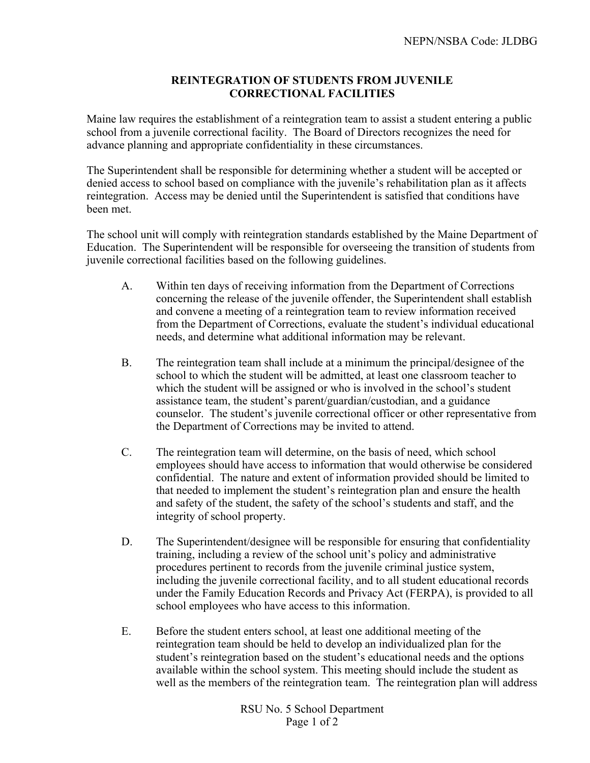NEPN/NSBA Code: JLDBG

# REINTEGRATION OF STUDENTS FROM JUVENILE CORRECTIONAL FACILITIES

Maine law requires the establishment of a reintegration team to assist a student entering a public school from a juvenile correctional facility. The Board of Directors recognizes the need for advance planning and appropriate confidentiality in these circumstances.

The Superintendent shall be responsible for determining whether a student will be accepted or denied access to school based on compliance with the juvenile's rehabilitation plan as it affects reintegration. Access may be denied until the Superintendent is satisfied that conditions have been met.

The school unit will comply with reintegration standards established by the Maine Department of Education. The Superintendent will be responsible for overseeing the transition of students from juvenile correctional facilities based on the following guidelines.

A. Within ten days of receiving information from the Department of Corrections concerning the release of the juvenile offender, the Superintendent shall establish and convene a meeting of a reintegration team to review information received from the Department of Corrections, evaluate the student's individual educational needs, and determine what additional information may be relevant.

B. The reintegration team shall include at a minimum the principal/designee of the school to which the student will be admitted, at least one classroom teacher to which the student will be assigned or who is involved in the school's student assistance team, the student's parent/guardian/custodian, and a guidance counselor. The student's juvenile correctional officer or other representative from the Department of Corrections may be invited to attend.

C. The reintegration team will determine, on the basis of need, which school employees should have access to information that would otherwise be considered confidential. The nature and extent of information provided should be limited to that needed to implement the student's reintegration plan and ensure the health and safety of the student, the safety of the school's students and staff, and the integrity of school property.

D. The Superintendent/designee will be responsible for ensuring that confidentiality training, including a review of the school unit's policy and administrative procedures pertinent to records from the juvenile criminal justice system, including the juvenile correctional facility, and to all student educational records under the Family Education Records and Privacy Act (FERPA), is provided to all school employees who have access to this information.

E. Before the student enters school, at least one additional meeting of the reintegration team should be held to develop an individualized plan for the student's reintegration based on the student's educational needs and the options available within the school system. This meeting should include the student as well as the members of the reintegration team. The reintegration plan will address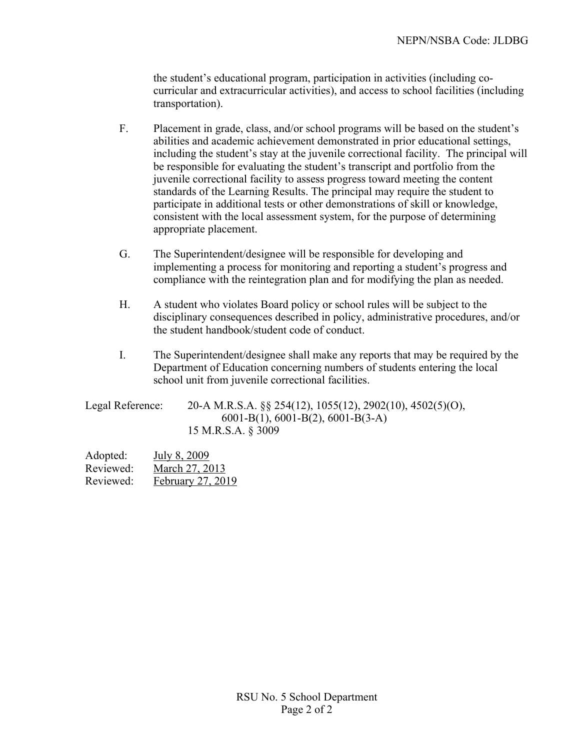the student's educational program, participation in activities (including co-curricular and extracurricular activities), and access to school facilities (including transportation).

F. Placement in grade, class, and/or school programs will be based on the student's abilities and academic achievement demonstrated in prior educational settings, including the student's stay at the juvenile correctional facility. The principal will be responsible for evaluating the student's transcript and portfolio from the juvenile correctional facility to assess progress toward meeting the content standards of the Learning Results. The principal may require the student to participate in additional tests or other demonstrations of skill or knowledge, consistent with the local assessment system, for the purpose of determining appropriate placement.

G. The Superintendent/designee will be responsible for developing and implementing a process for monitoring and reporting a student's progress and compliance with the reintegration plan and for modifying the plan as needed.

H. A student who violates Board policy or school rules will be subject to the disciplinary consequences described in policy, administrative procedures, and/or the student handbook/student code of conduct.

I. The Superintendent/designee shall make any reports that may be required by the Department of Education concerning numbers of students entering the local school unit from juvenile correctional facilities.

Legal Reference: 20-A M.R.S.A. §§ 254(12), 1055(12), 2902(10), 4502(5)(O), 6001-B(1), 6001-B(2), 6001-B(3-A)
15 M.R.S.A. § 3009

Adopted: July 8, 2009
Reviewed: March 27, 2013
Reviewed: February 27, 2019